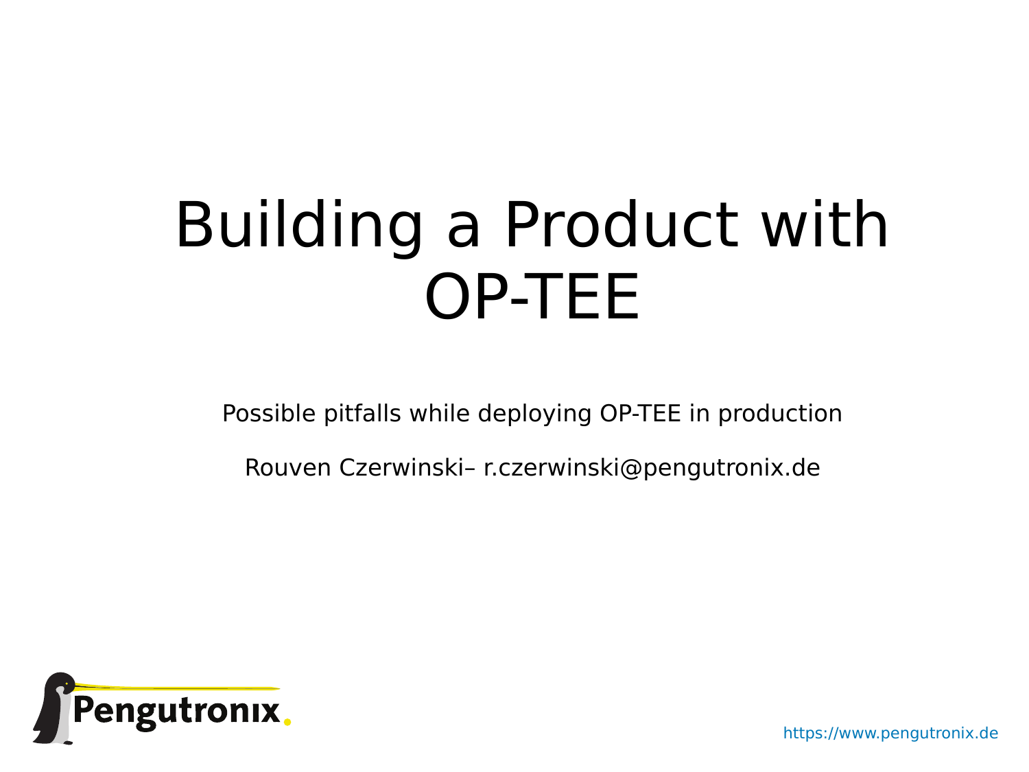# Building a Product with OP-TEE

Possible pitfalls while deploying OP-TEE in production

Rouven Czerwinski– r.czerwinski@pengutronix.de

Pengutronix.

https://www.pengutronix.de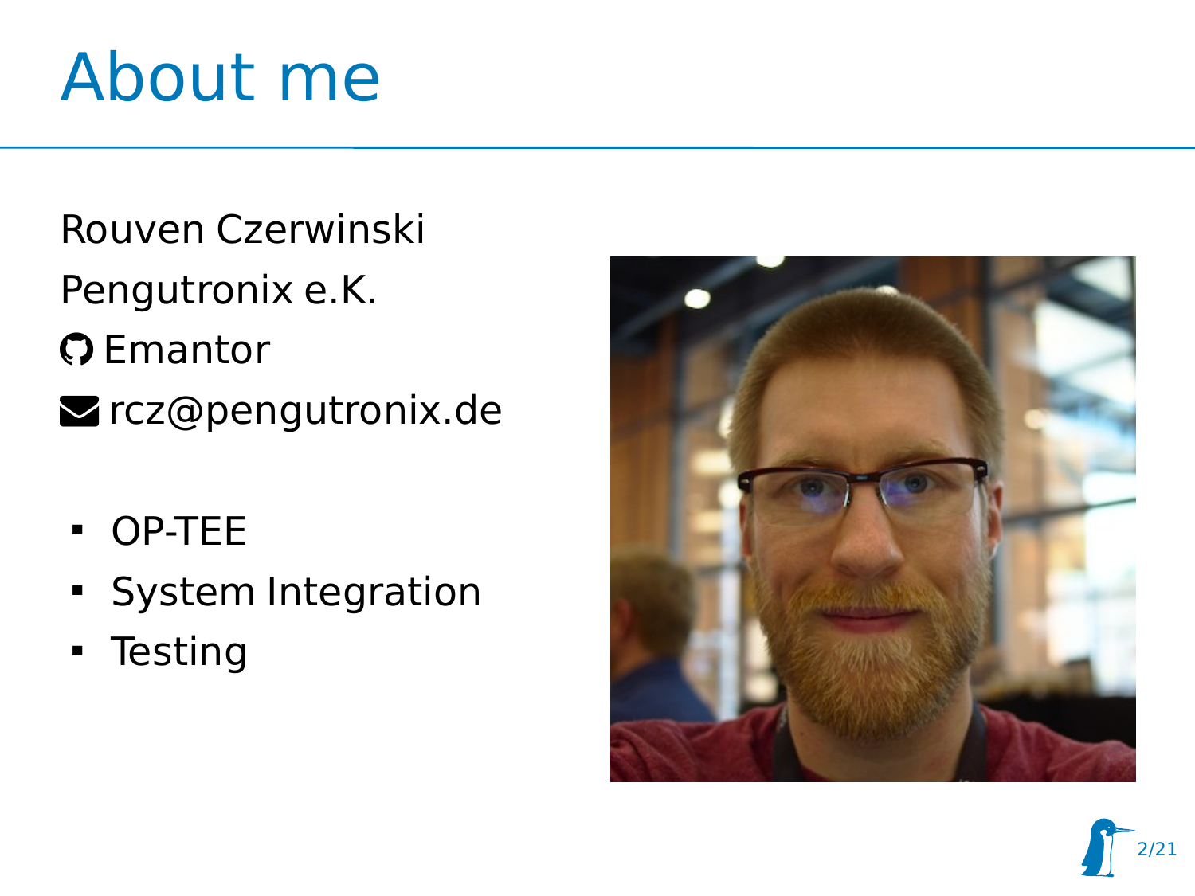# About me

Rouven Czerwinski

Pengutronix e.K.

Emantor

rcz@pengutronix.de

- OP-TEE
- System Integration
- Testing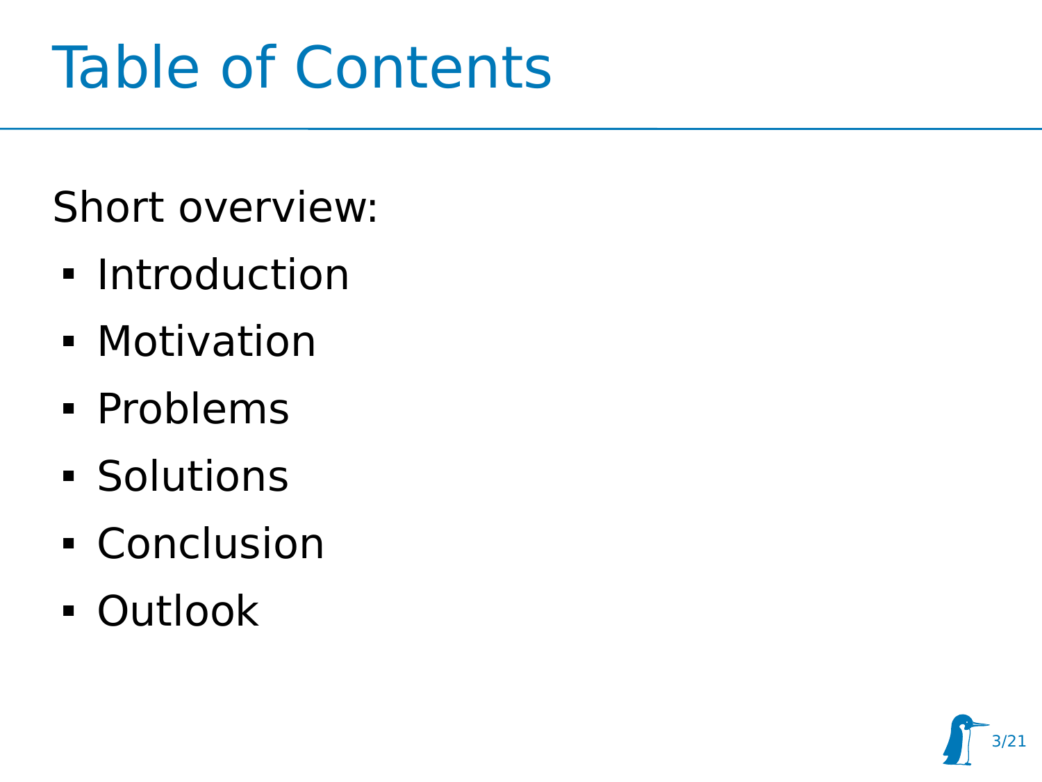# Table of Contents

Short overview:

- Introduction
- Motivation
- Problems
- Solutions
- Conclusion
- Outlook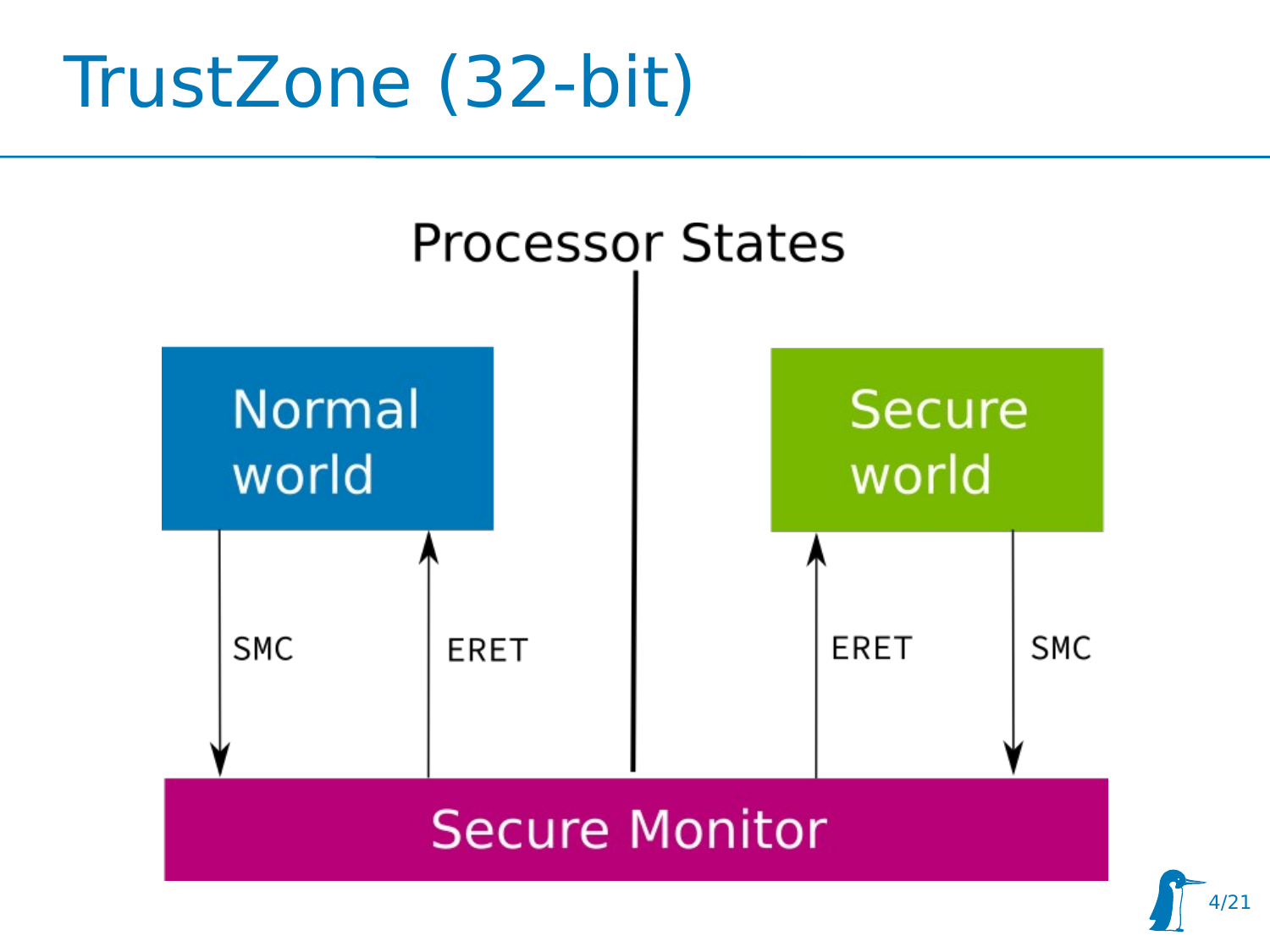# TrustZone (32-bit)

Processor States

Normal world

Secure world

SMC

ERET

ERET

SMC

Secure Monitor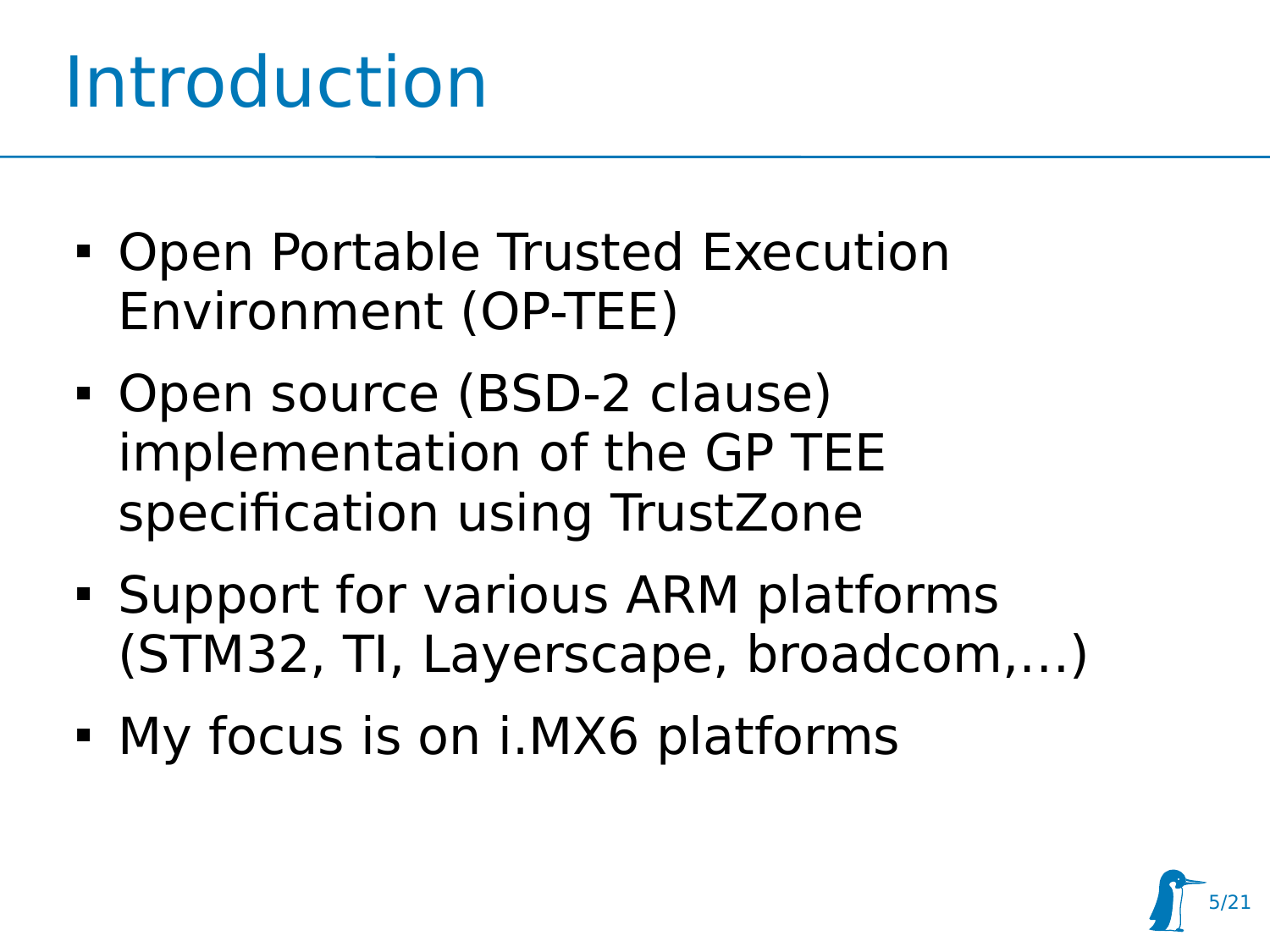# Introduction

- Open Portable Trusted Execution Environment (OP-TEE)
- Open source (BSD-2 clause) implementation of the GP TEE specification using TrustZone
- Support for various ARM platforms (STM32, TI, Layerscape, broadcom,...)
- My focus is on i.MX6 platforms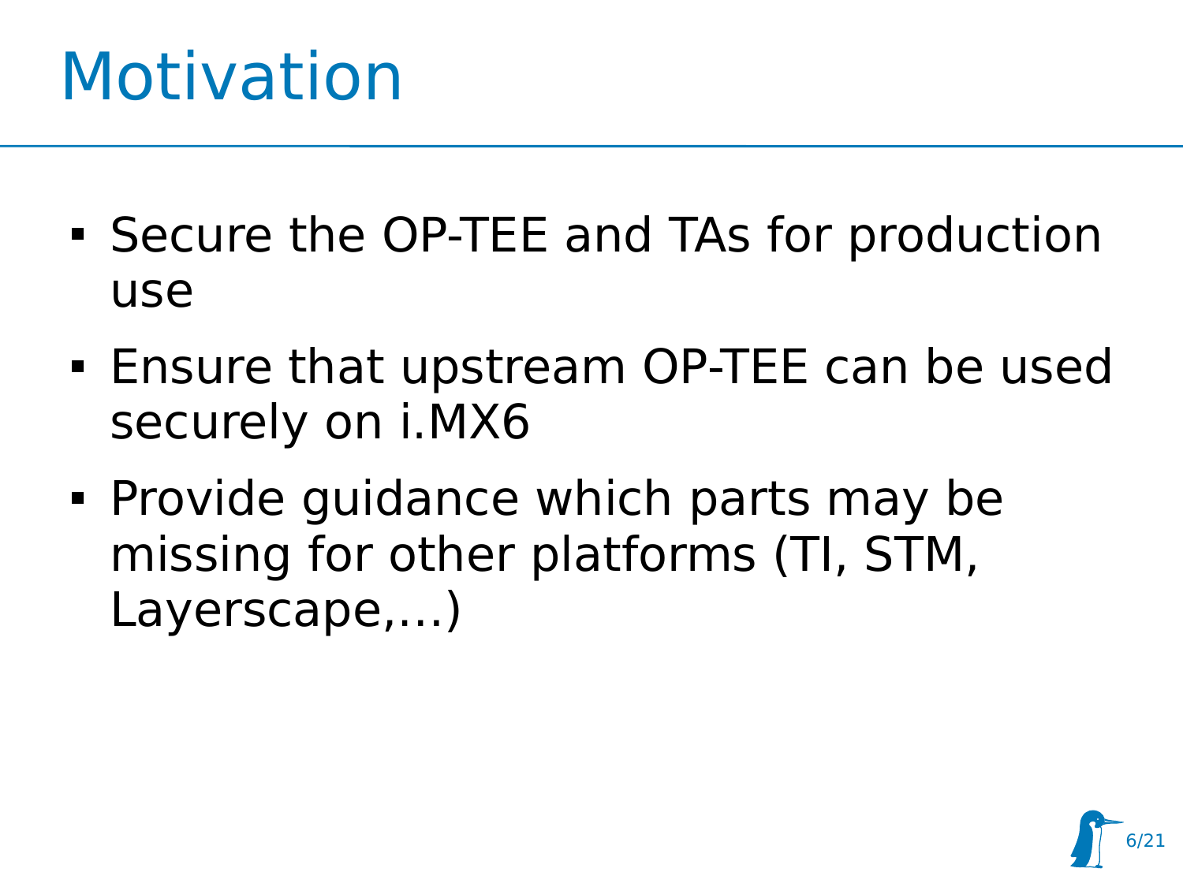# Motivation

- Secure the OP-TEE and TAs for production use
- Ensure that upstream OP-TEE can be used securely on i.MX6
- Provide guidance which parts may be missing for other platforms (TI, STM, Layerscape,...)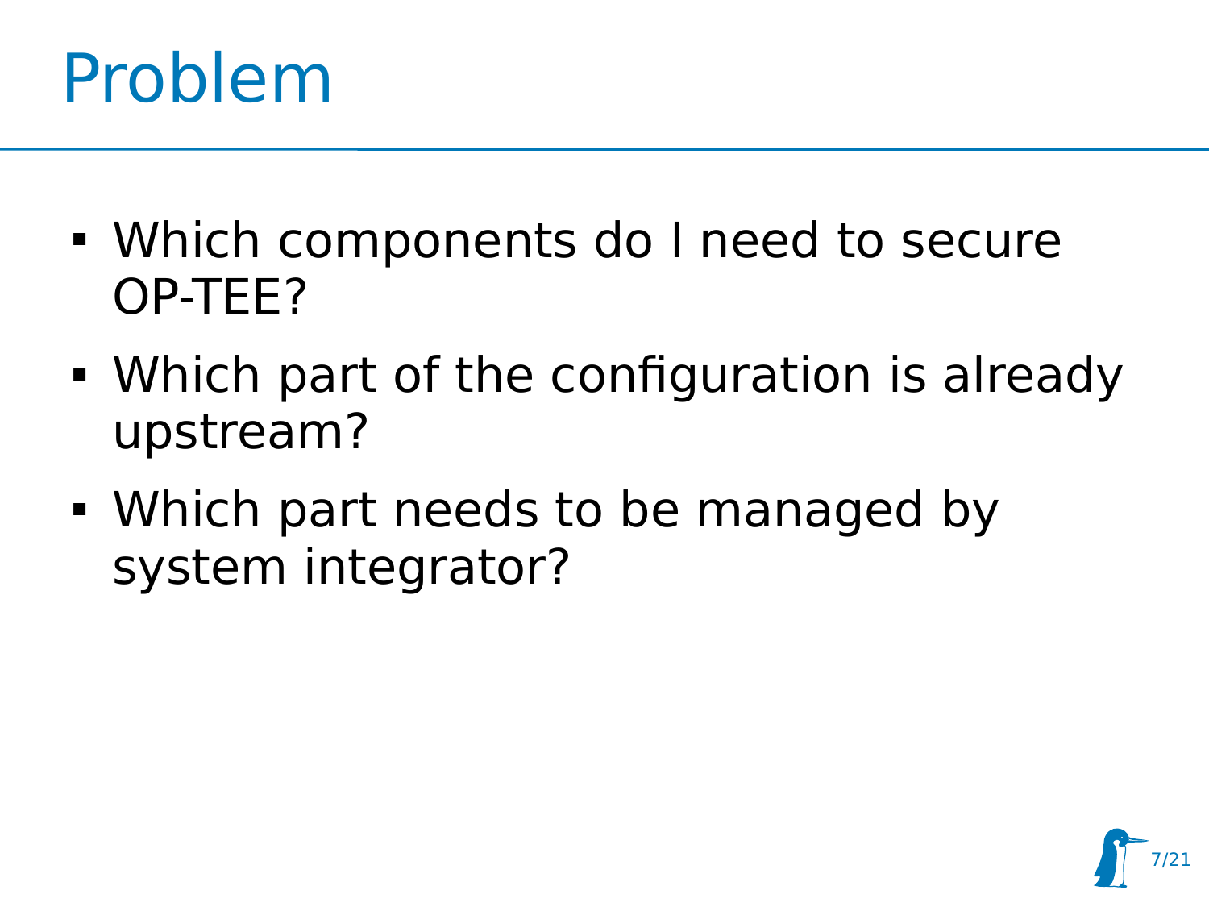# Problem

- Which components do I need to secure OP-TEE?
- Which part of the configuration is already upstream?
- Which part needs to be managed by system integrator?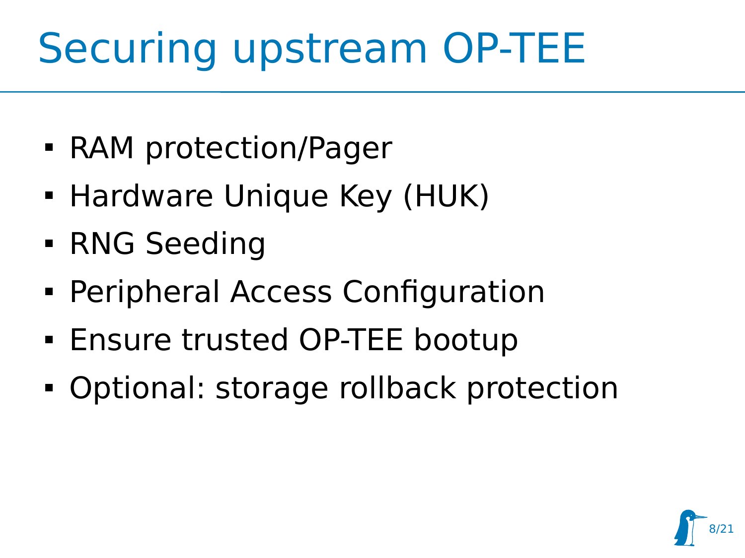# Securing upstream OP-TEE

- RAM protection/Pager
- Hardware Unique Key (HUK)
- RNG Seeding
- Peripheral Access Configuration
- Ensure trusted OP-TEE bootup
- Optional: storage rollback protection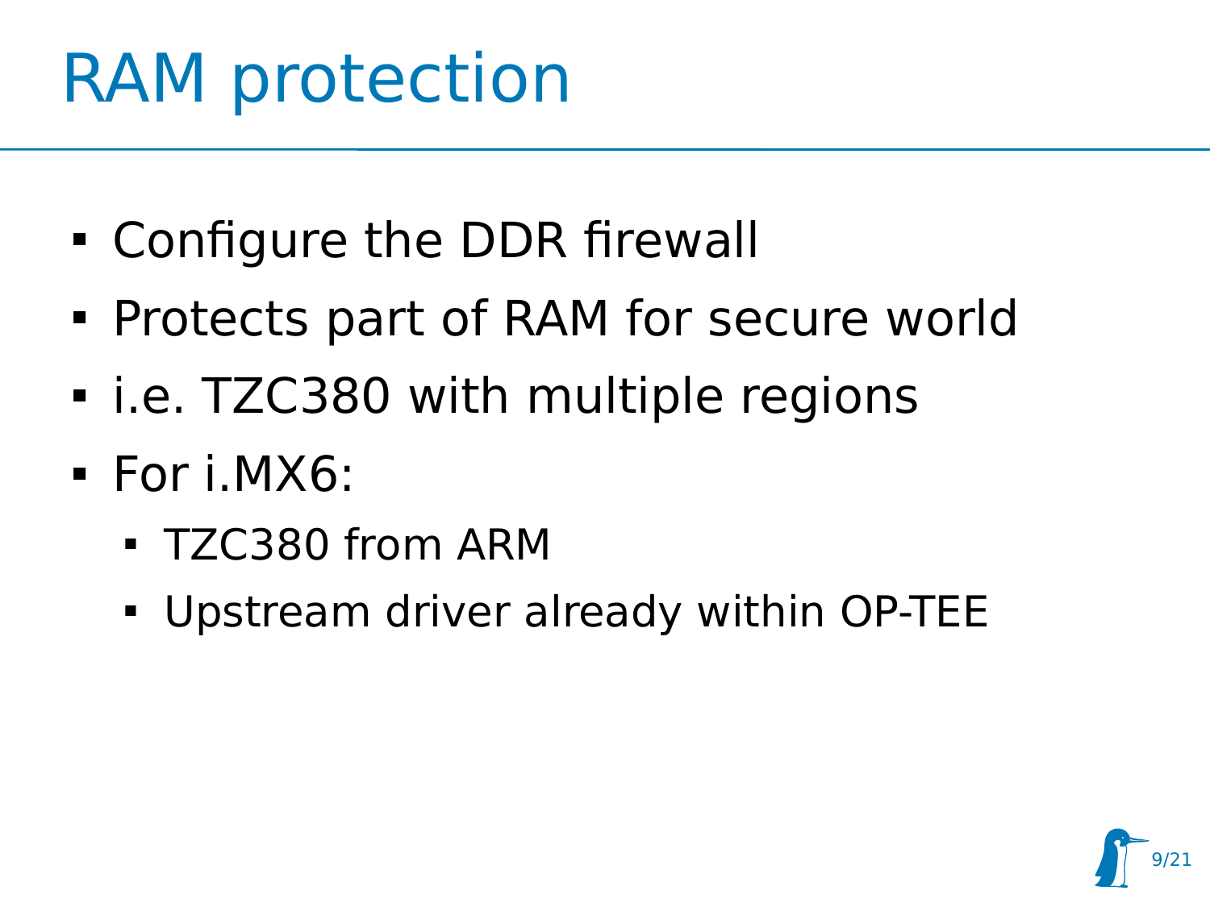# RAM protection

- Configure the DDR firewall
- Protects part of RAM for secure world
- i.e. TZC380 with multiple regions
- For i.MX6:
  - TZC380 from ARM
  - Upstream driver already within OP-TEE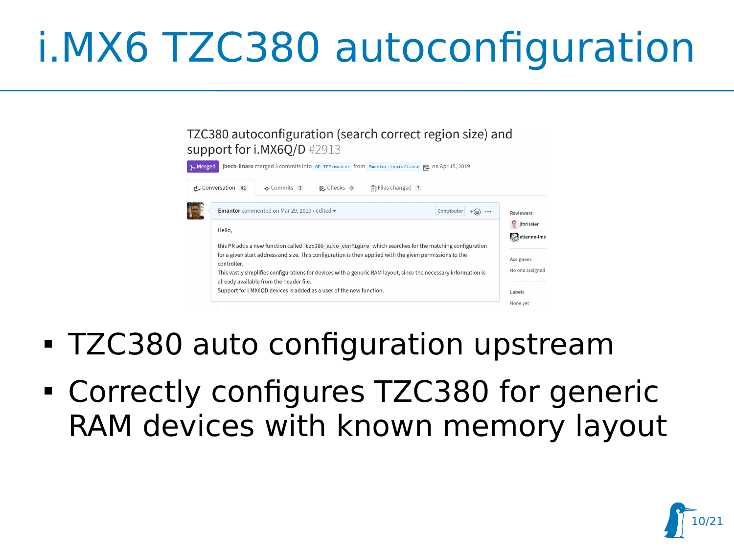# i.MX6 TZC380 autoconfiguration

TZC380 autoconfiguration (search correct region size) and support for i.MX6Q/D #2913

Merged jbech-linaro merged 3 commits into OP-TEE:master from Emantor:topic/tzasc on Apr 15, 2019

Conversation 42 · Commits 3 · Checks 0 · Files changed 7

**Emantor** commented on Mar 29, 2019 • edited · Contributor

Hello,

this PR adds a new function called `tzc380_auto_configure` which searches for the matching configuration for a given start address and size. This configuration is then applied with the given permissions to the controller.
This vastly simplifies configurations for devices with a generic RAM layout, since the necessary information is already available from the header file.
Support for i.MX6QD devices is added as a user of the new function.

Reviewers: jforissier, etienne-lms

Assignees: No one assigned

Labels: None yet

- TZC380 auto configuration upstream
- Correctly configures TZC380 for generic RAM devices with known memory layout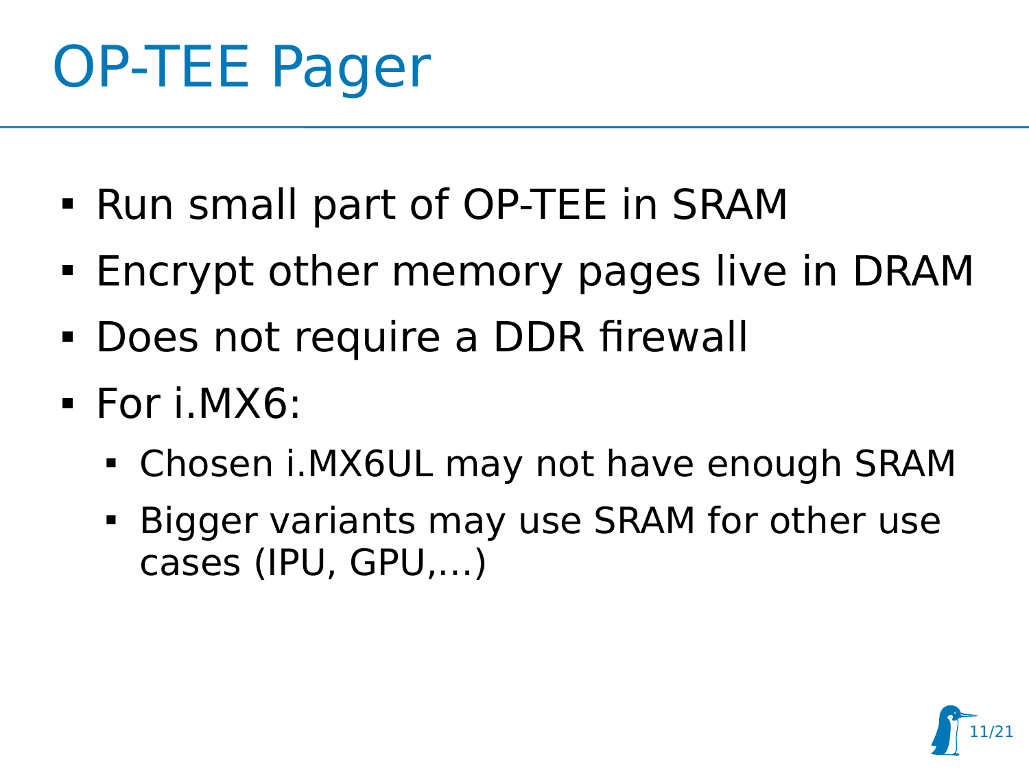# OP-TEE Pager

- Run small part of OP-TEE in SRAM
- Encrypt other memory pages live in DRAM
- Does not require a DDR firewall
- For i.MX6:
  - Chosen i.MX6UL may not have enough SRAM
  - Bigger variants may use SRAM for other use cases (IPU, GPU,...)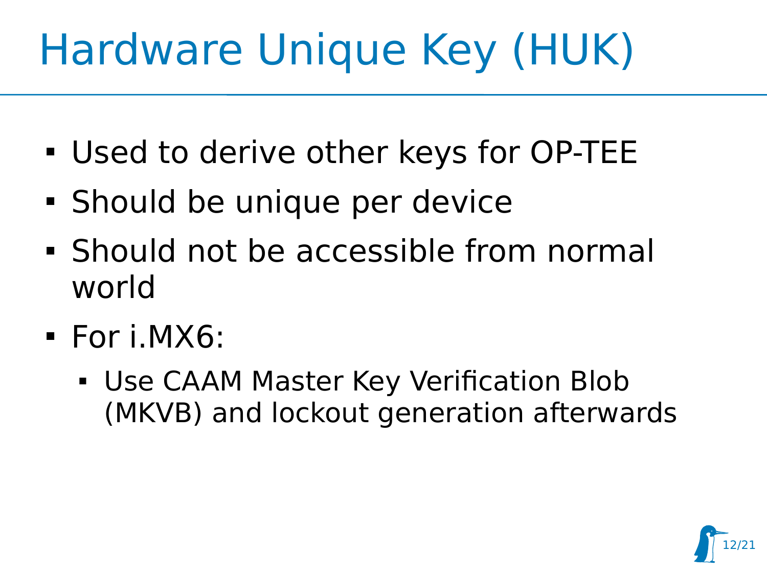# Hardware Unique Key (HUK)

- Used to derive other keys for OP-TEE
- Should be unique per device
- Should not be accessible from normal world
- For i.MX6:
  - Use CAAM Master Key Verification Blob (MKVB) and lockout generation afterwards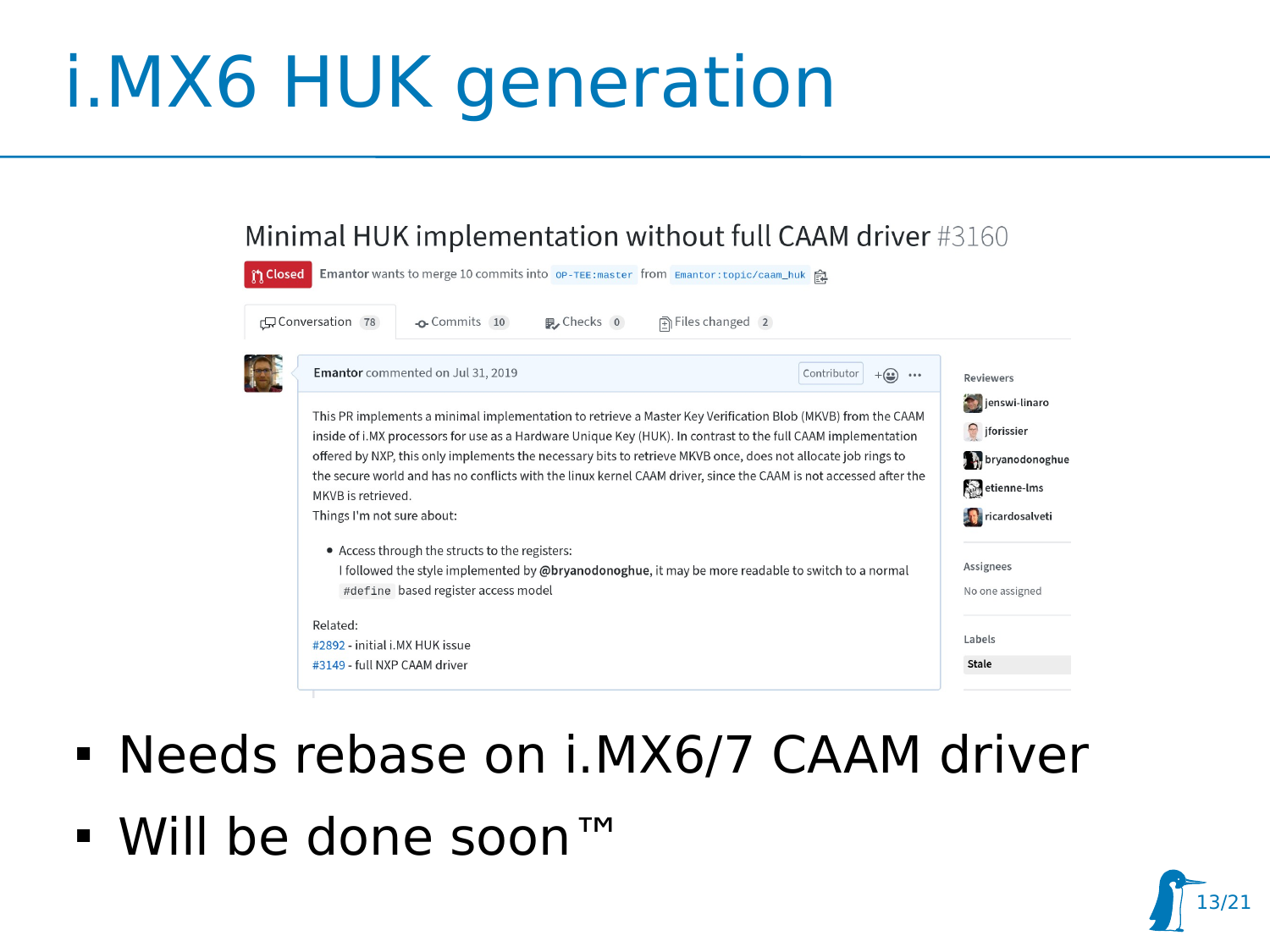# i.MX6 HUK generation

## Minimal HUK implementation without full CAAM driver #3160

Closed — Emantor wants to merge 10 commits into `OP-TEE:master` from `Emantor:topic/caam_huk`

Conversation 78 | Commits 10 | Checks 0 | Files changed 2

**Emantor** commented on Jul 31, 2019 — Contributor

This PR implements a minimal implementation to retrieve a Master Key Verification Blob (MKVB) from the CAAM inside of i.MX processors for use as a Hardware Unique Key (HUK). In contrast to the full CAAM implementation offered by NXP, this only implements the necessary bits to retrieve MKVB once, does not allocate job rings to the secure world and has no conflicts with the linux kernel CAAM driver, since the CAAM is not accessed after the MKVB is retrieved.
Things I'm not sure about:

- Access through the structs to the registers:
  I followed the style implemented by **@bryanodonoghue**, it may be more readable to switch to a normal `#define` based register access model

Related:
#2892 - initial i.MX HUK issue
#3149 - full NXP CAAM driver

Reviewers: jenswi-linaro, jforissier, bryanodonoghue, etienne-lms, ricardosalveti

Assignees: No one assigned

Labels: Stale

- Needs rebase on i.MX6/7 CAAM driver
- Will be done soon™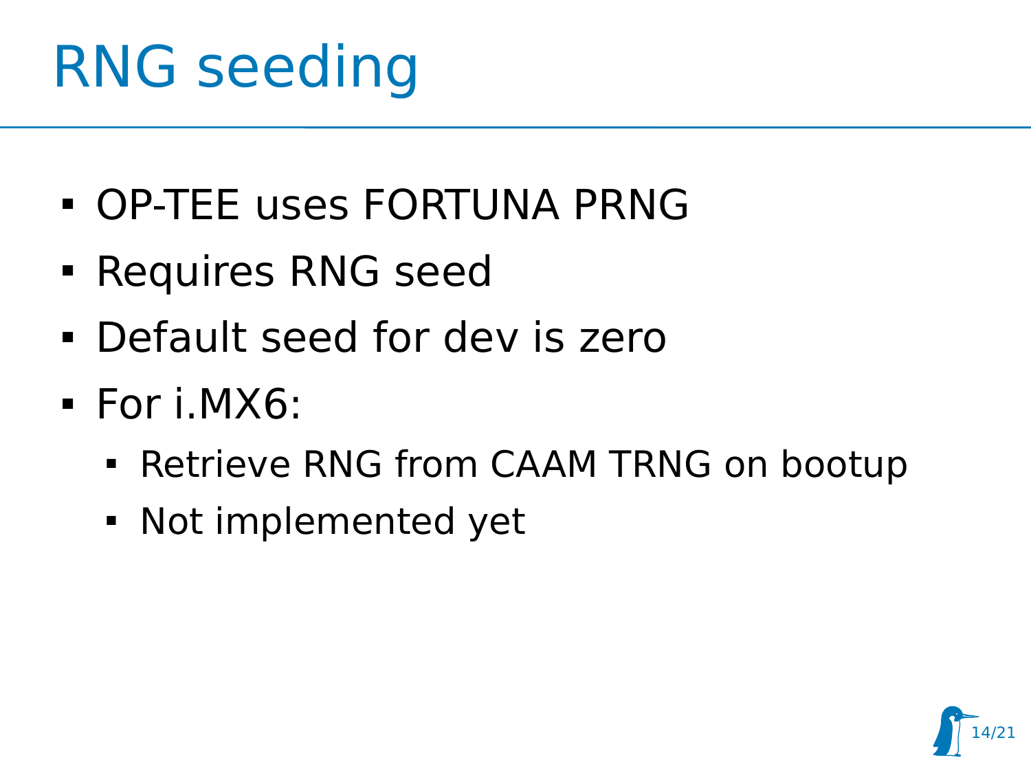# RNG seeding

- OP-TEE uses FORTUNA PRNG
- Requires RNG seed
- Default seed for dev is zero
- For i.MX6:
  - Retrieve RNG from CAAM TRNG on bootup
  - Not implemented yet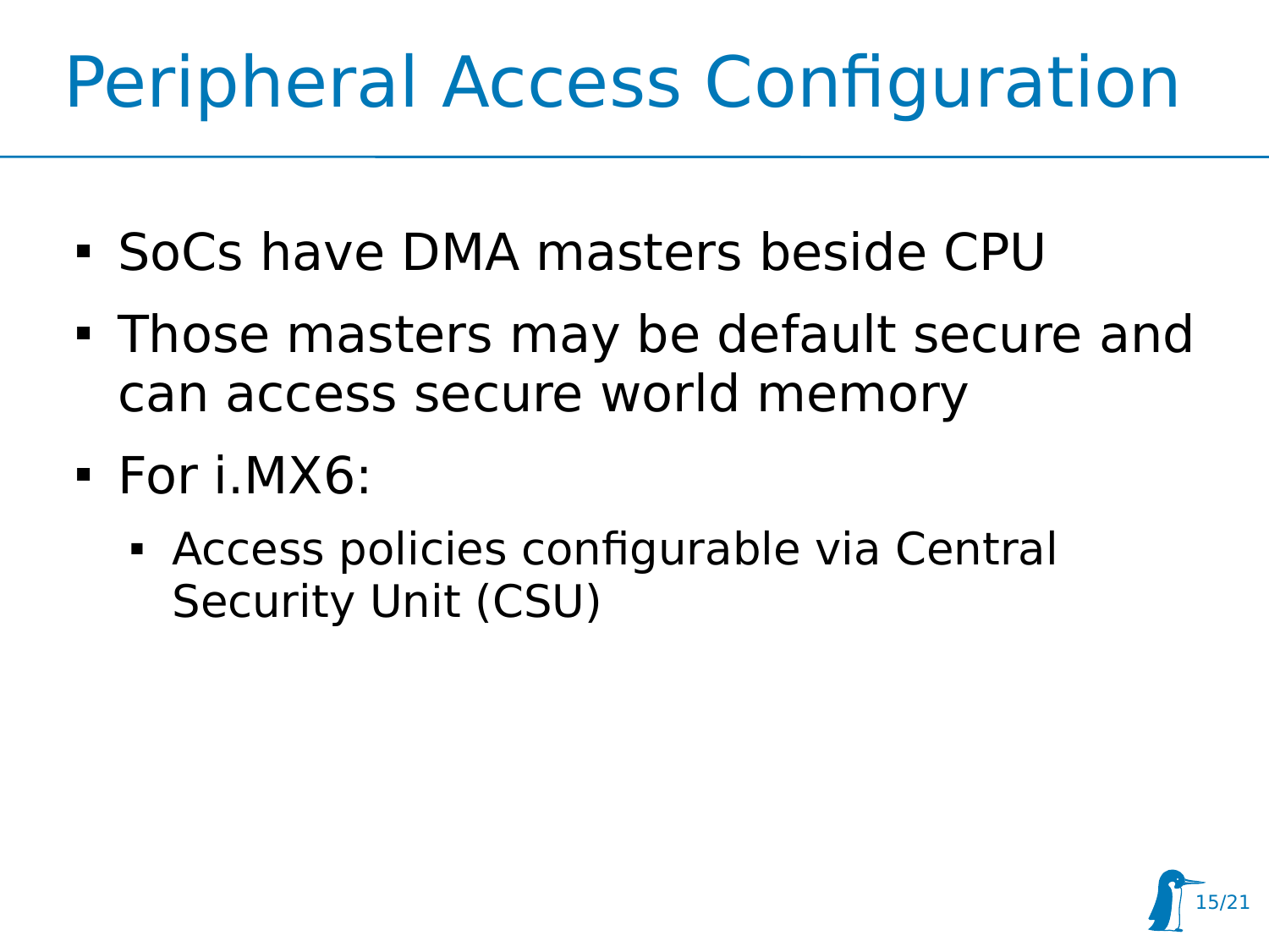# Peripheral Access Configuration

- SoCs have DMA masters beside CPU
- Those masters may be default secure and can access secure world memory
- For i.MX6:
  - Access policies configurable via Central Security Unit (CSU)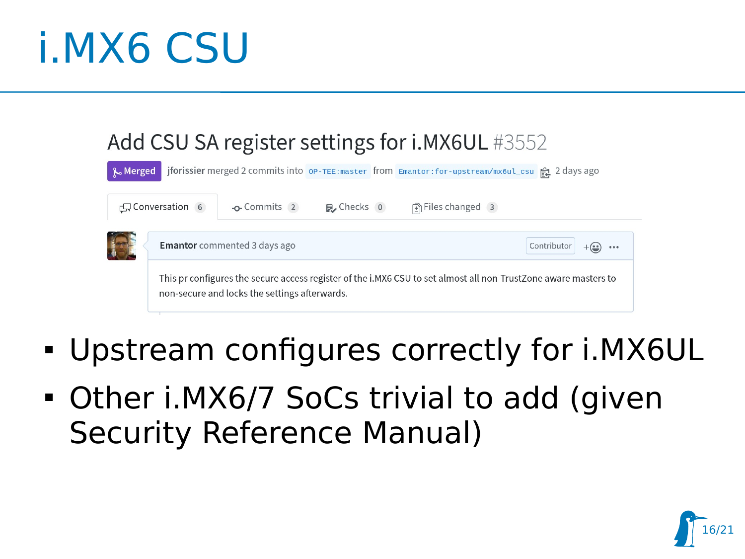# i.MX6 CSU

Add CSU SA register settings for i.MX6UL #3552

Merged jforissier merged 2 commits into `OP-TEE:master` from `Emantor:for-upstream/mx6ul_csu` 2 days ago

Conversation 6 | Commits 2 | Checks 0 | Files changed 3

**Emantor** commented 3 days ago — Contributor

This pr configures the secure access register of the i.MX6 CSU to set almost all non-TrustZone aware masters to non-secure and locks the settings afterwards.

- Upstream configures correctly for i.MX6UL
- Other i.MX6/7 SoCs trivial to add (given Security Reference Manual)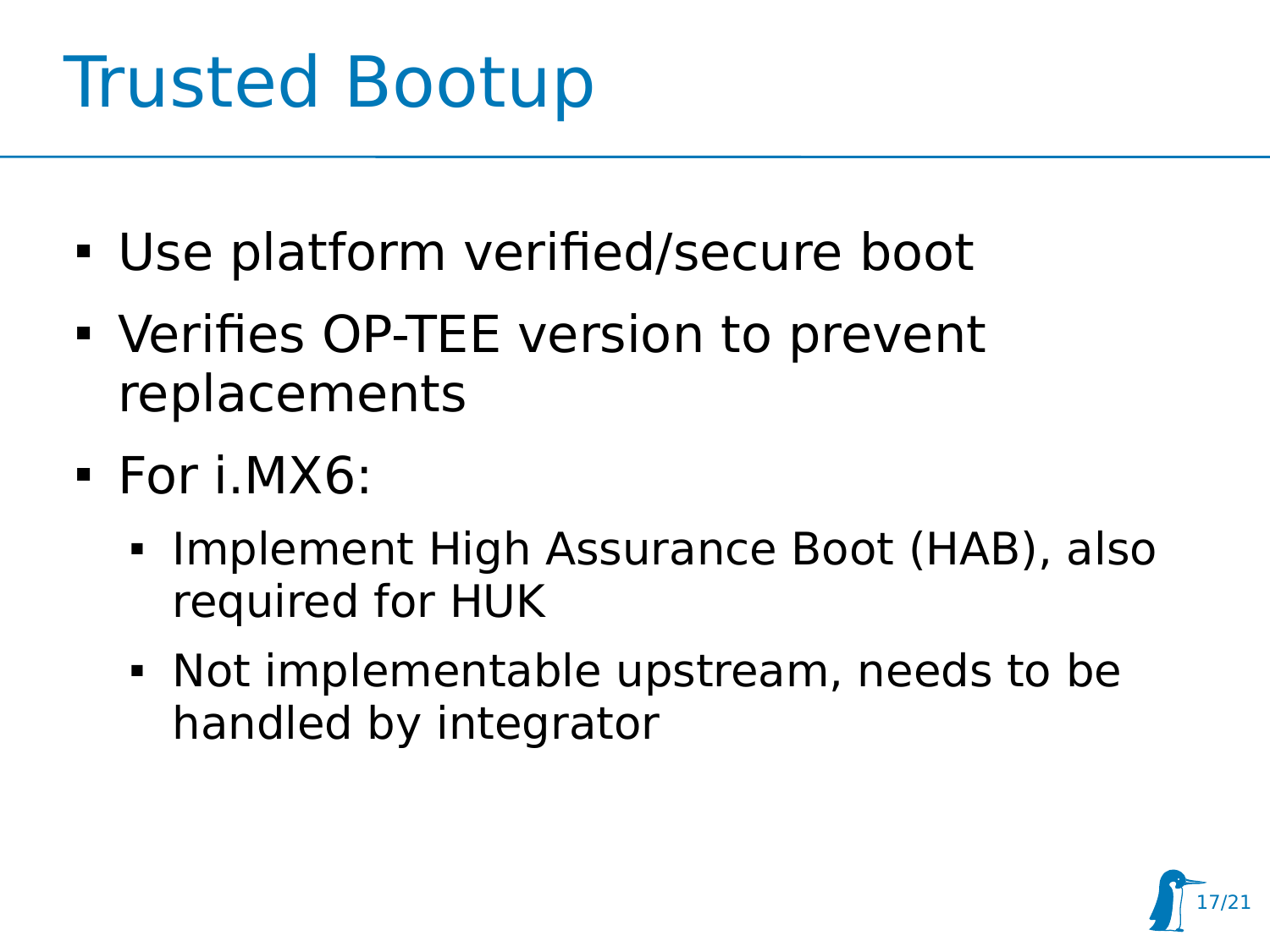# Trusted Bootup

- Use platform verified/secure boot
- Verifies OP-TEE version to prevent replacements
- For i.MX6:
  - Implement High Assurance Boot (HAB), also required for HUK
  - Not implementable upstream, needs to be handled by integrator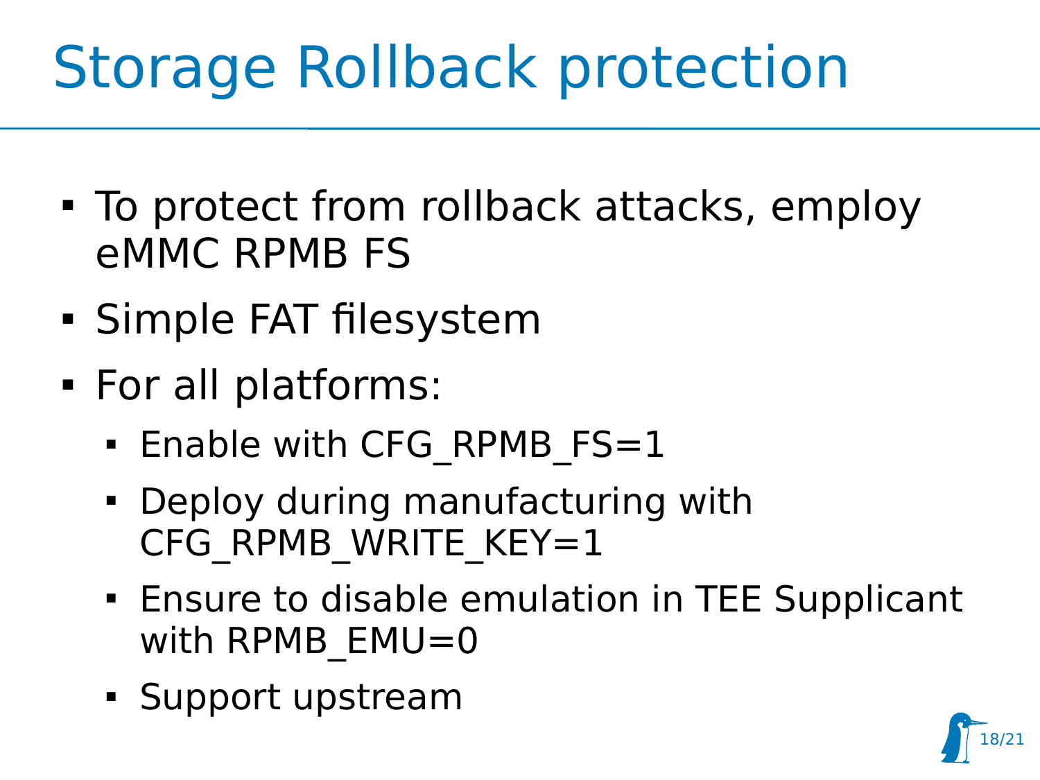# Storage Rollback protection

- To protect from rollback attacks, employ eMMC RPMB FS
- Simple FAT filesystem
- For all platforms:
  - Enable with CFG_RPMB_FS=1
  - Deploy during manufacturing with CFG_RPMB_WRITE_KEY=1
  - Ensure to disable emulation in TEE Supplicant with RPMB_EMU=0
  - Support upstream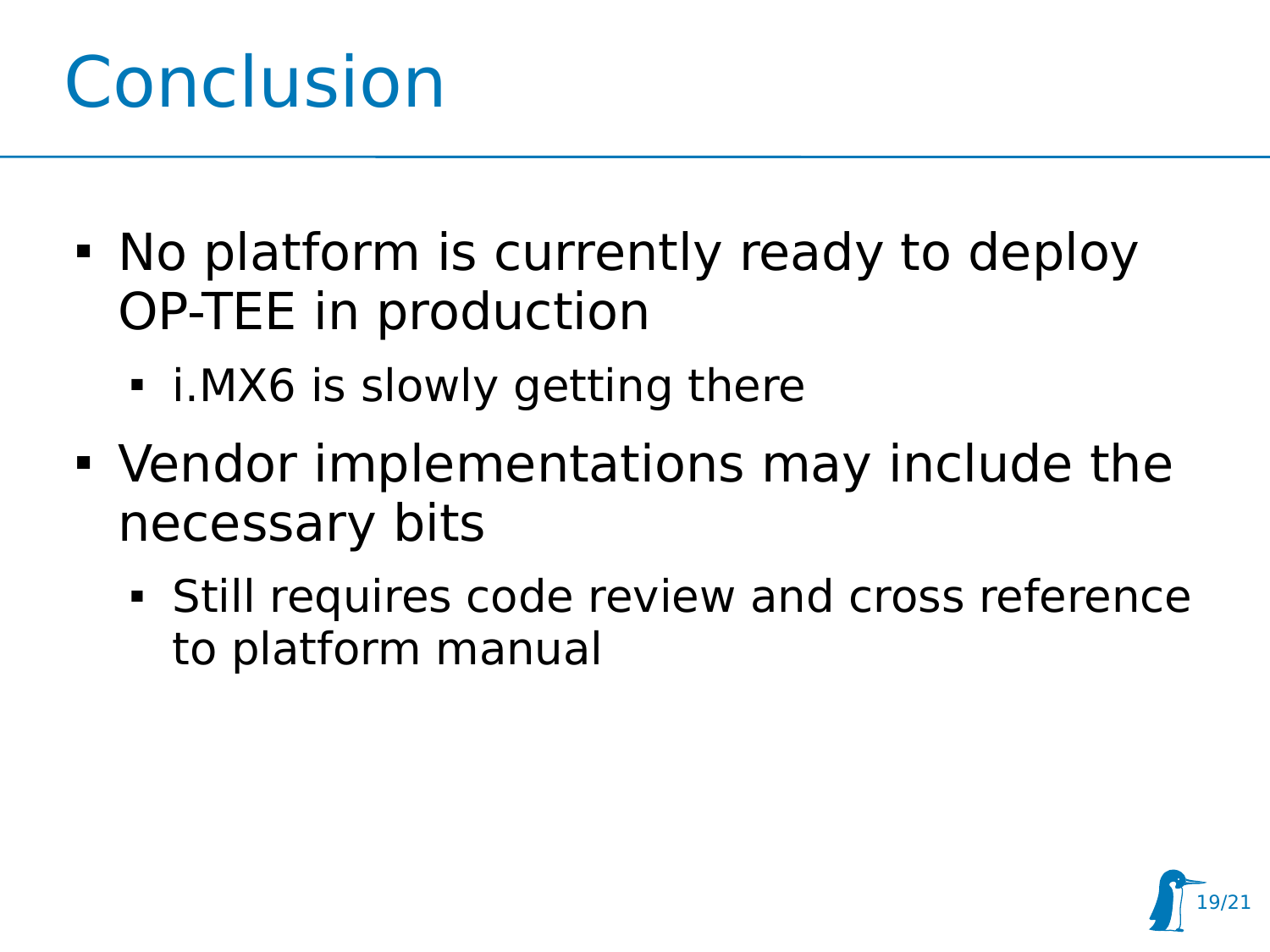# Conclusion

- No platform is currently ready to deploy OP-TEE in production
  - i.MX6 is slowly getting there
- Vendor implementations may include the necessary bits
  - Still requires code review and cross reference to platform manual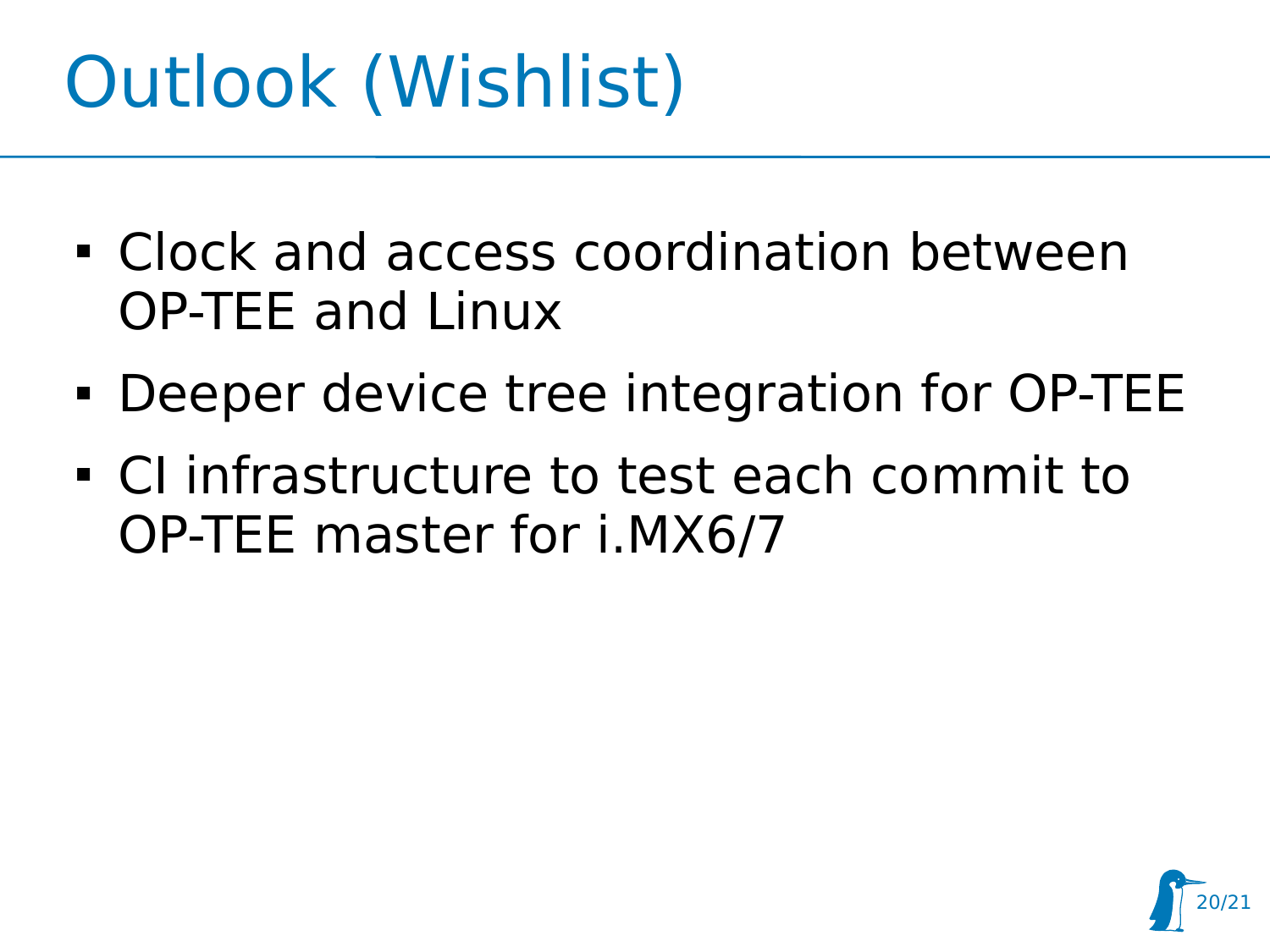# Outlook (Wishlist)

- Clock and access coordination between OP-TEE and Linux
- Deeper device tree integration for OP-TEE
- CI infrastructure to test each commit to OP-TEE master for i.MX6/7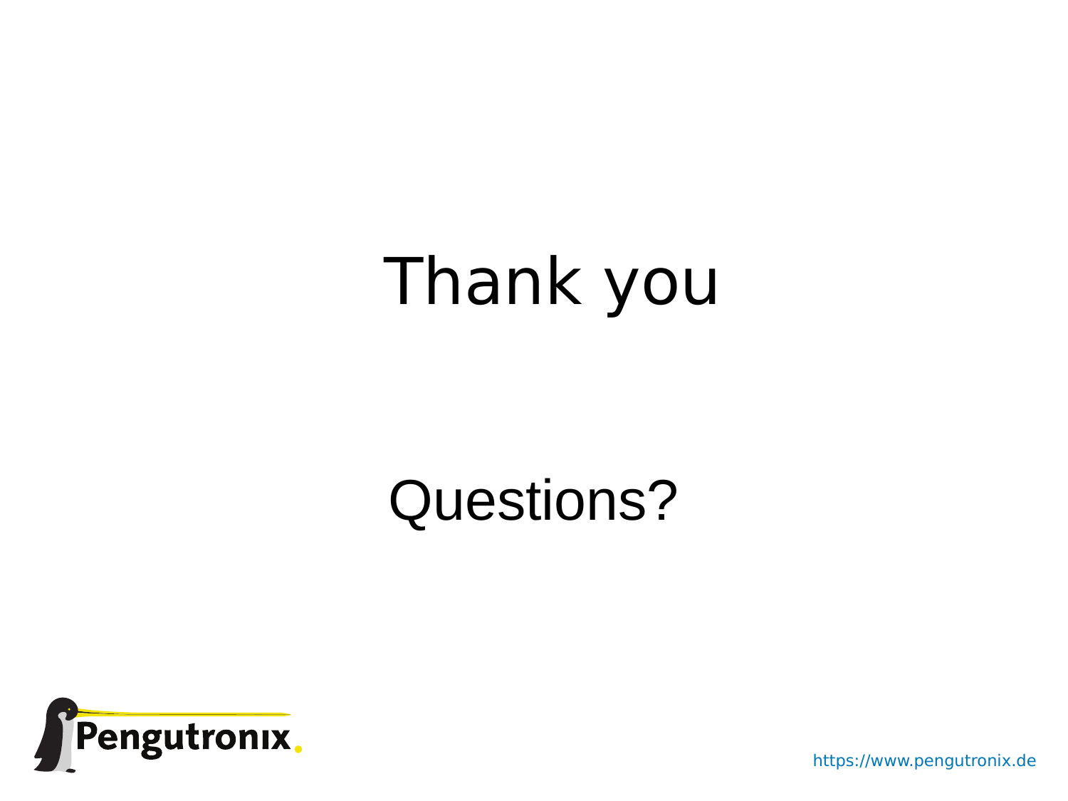# Thank you

Questions?

Pengutronix.

https://www.pengutronix.de